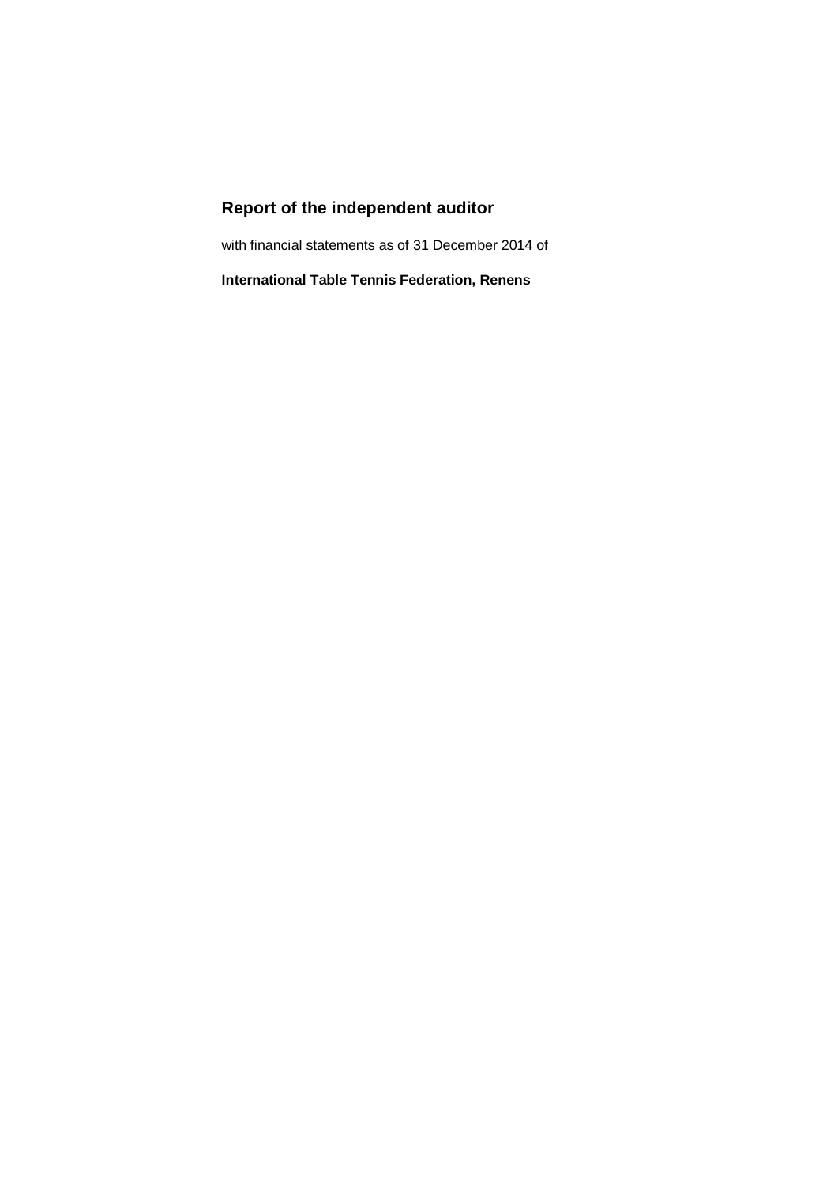# Report of the independent auditor

with financial statements as of 31 December 2014 of

**International Table Tennis Federation, Renens**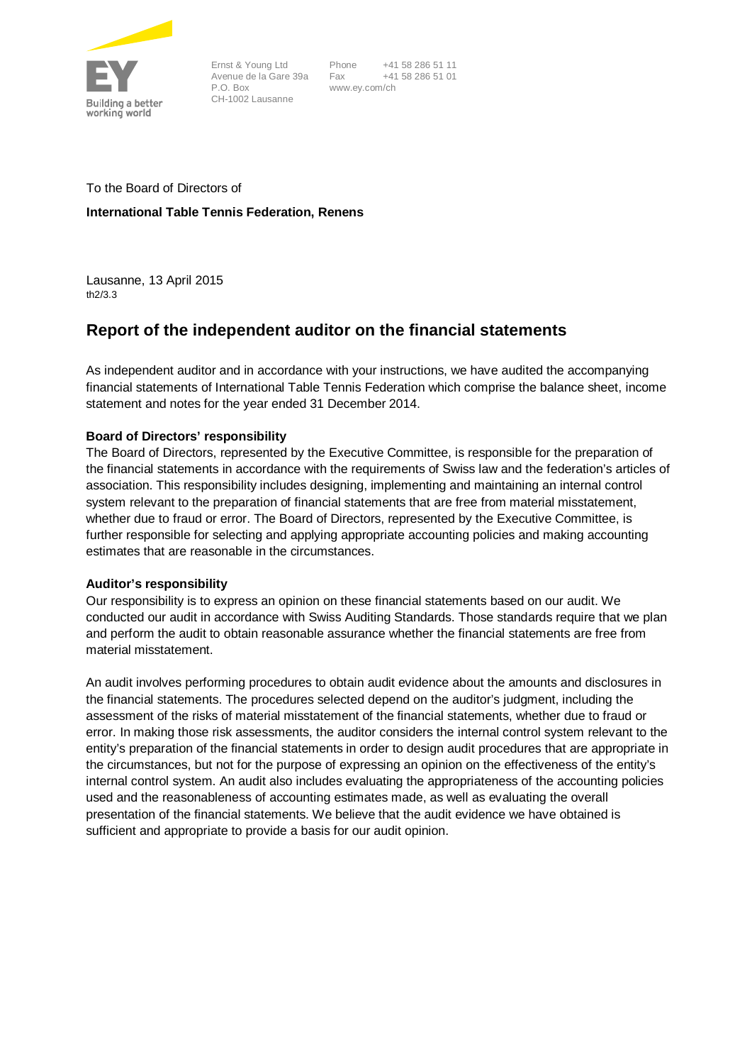Ernst & Young Ltd
Avenue de la Gare 39a
P.O. Box
CH-1002 Lausanne

Phone +41 58 286 51 11
Fax +41 58 286 51 01
www.ey.com/ch

To the Board of Directors of

**International Table Tennis Federation, Renens**

Lausanne, 13 April 2015
th2/3.3

## Report of the independent auditor on the financial statements

As independent auditor and in accordance with your instructions, we have audited the accompanying financial statements of International Table Tennis Federation which comprise the balance sheet, income statement and notes for the year ended 31 December 2014.

**Board of Directors' responsibility**
The Board of Directors, represented by the Executive Committee, is responsible for the preparation of the financial statements in accordance with the requirements of Swiss law and the federation's articles of association. This responsibility includes designing, implementing and maintaining an internal control system relevant to the preparation of financial statements that are free from material misstatement, whether due to fraud or error. The Board of Directors, represented by the Executive Committee, is further responsible for selecting and applying appropriate accounting policies and making accounting estimates that are reasonable in the circumstances.

**Auditor's responsibility**
Our responsibility is to express an opinion on these financial statements based on our audit. We conducted our audit in accordance with Swiss Auditing Standards. Those standards require that we plan and perform the audit to obtain reasonable assurance whether the financial statements are free from material misstatement.

An audit involves performing procedures to obtain audit evidence about the amounts and disclosures in the financial statements. The procedures selected depend on the auditor's judgment, including the assessment of the risks of material misstatement of the financial statements, whether due to fraud or error. In making those risk assessments, the auditor considers the internal control system relevant to the entity's preparation of the financial statements in order to design audit procedures that are appropriate in the circumstances, but not for the purpose of expressing an opinion on the effectiveness of the entity's internal control system. An audit also includes evaluating the appropriateness of the accounting policies used and the reasonableness of accounting estimates made, as well as evaluating the overall presentation of the financial statements. We believe that the audit evidence we have obtained is sufficient and appropriate to provide a basis for our audit opinion.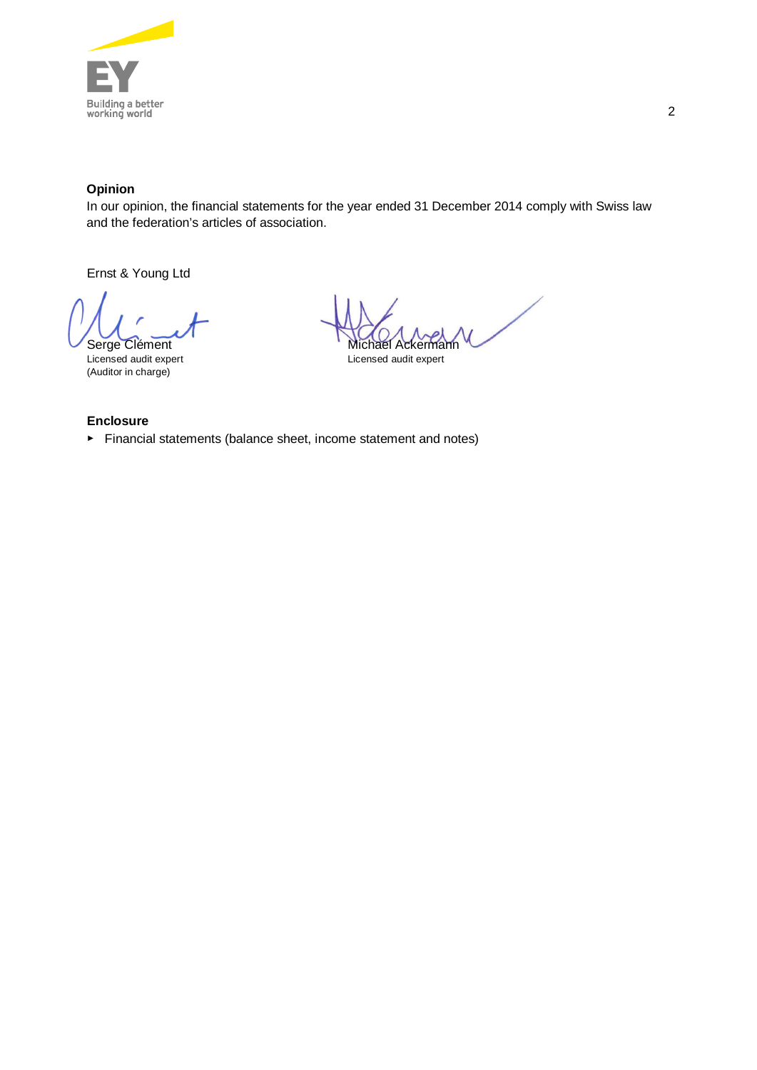**Opinion**

In our opinion, the financial statements for the year ended 31 December 2014 comply with Swiss law and the federation's articles of association.

Ernst & Young Ltd

Serge Clément
Licensed audit expert
(Auditor in charge)

Michael Ackermann
Licensed audit expert

**Enclosure**

- Financial statements (balance sheet, income statement and notes)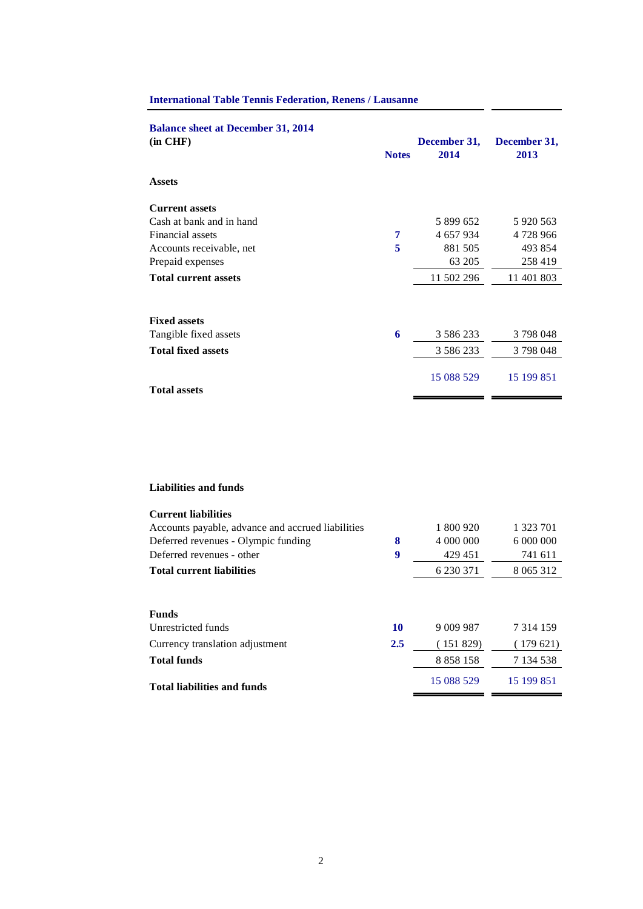**International Table Tennis Federation, Renens / Lausanne**

## Balance sheet at December 31, 2014

| (in CHF) | Notes | December 31, 2014 | December 31, 2013 |
|---|---|---|---|
| **Assets** | | | |
| **Current assets** | | | |
| Cash at bank and in hand | | 5 899 652 | 5 920 563 |
| Financial assets | 7 | 4 657 934 | 4 728 966 |
| Accounts receivable, net | 5 | 881 505 | 493 854 |
| Prepaid expenses | | 63 205 | 258 419 |
| **Total current assets** | | 11 502 296 | 11 401 803 |
| **Fixed assets** | | | |
| Tangible fixed assets | 6 | 3 586 233 | 3 798 048 |
| **Total fixed assets** | | 3 586 233 | 3 798 048 |
| **Total assets** | | 15 088 529 | 15 199 851 |

| | Notes | December 31, 2014 | December 31, 2013 |
|---|---|---|---|
| **Liabilities and funds** | | | |
| **Current liabilities** | | | |
| Accounts payable, advance and accrued liabilities | | 1 800 920 | 1 323 701 |
| Deferred revenues - Olympic funding | 8 | 4 000 000 | 6 000 000 |
| Deferred revenues - other | 9 | 429 451 | 741 611 |
| **Total current liabilities** | | 6 230 371 | 8 065 312 |
| **Funds** | | | |
| Unrestricted funds | 10 | 9 009 987 | 7 314 159 |
| Currency translation adjustment | 2.5 | ( 151 829) | ( 179 621) |
| **Total funds** | | 8 858 158 | 7 134 538 |
| **Total liabilities and funds** | | 15 088 529 | 15 199 851 |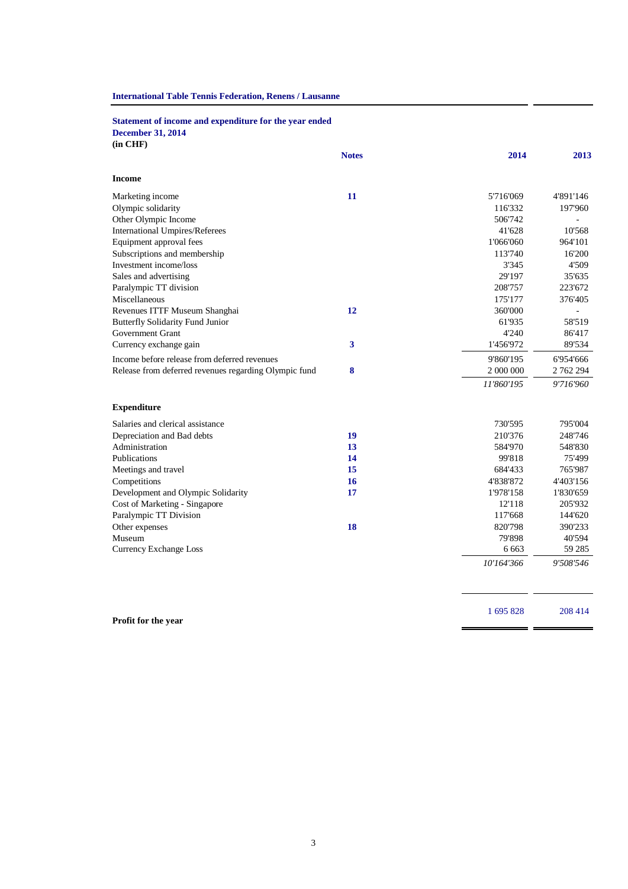**International Table Tennis Federation, Renens / Lausanne**

**Statement of income and expenditure for the year ended December 31, 2014**
**(in CHF)**

| | Notes | 2014 | 2013 |
|---|---|---|---|
| **Income** | | | |
| Marketing income | 11 | 5'716'069 | 4'891'146 |
| Olympic solidarity | | 116'332 | 197'960 |
| Other Olympic Income | | 506'742 | - |
| International Umpires/Referees | | 41'628 | 10'568 |
| Equipment approval fees | | 1'066'060 | 964'101 |
| Subscriptions and membership | | 113'740 | 16'200 |
| Investment income/loss | | 3'345 | 4'509 |
| Sales and advertising | | 29'197 | 35'635 |
| Paralympic TT division | | 208'757 | 223'672 |
| Miscellaneous | | 175'177 | 376'405 |
| Revenues ITTF Museum Shanghai | 12 | 360'000 | - |
| Butterfly Solidarity Fund Junior | | 61'935 | 58'519 |
| Government Grant | | 4'240 | 86'417 |
| Currency exchange gain | 3 | 1'456'972 | 89'534 |
| Income before release from deferred revenues | | 9'860'195 | 6'954'666 |
| Release from deferred revenues regarding Olympic fund | 8 | 2 000 000 | 2 762 294 |
| | | *11'860'195* | *9'716'960* |
| **Expenditure** | | | |
| Salaries and clerical assistance | | 730'595 | 795'004 |
| Depreciation and Bad debts | 19 | 210'376 | 248'746 |
| Administration | 13 | 584'970 | 548'830 |
| Publications | 14 | 99'818 | 75'499 |
| Meetings and travel | 15 | 684'433 | 765'987 |
| Competitions | 16 | 4'838'872 | 4'403'156 |
| Development and Olympic Solidarity | 17 | 1'978'158 | 1'830'659 |
| Cost of Marketing - Singapore | | 12'118 | 205'932 |
| Paralympic TT Division | | 117'668 | 144'620 |
| Other expenses | 18 | 820'798 | 390'233 |
| Museum | | 79'898 | 40'594 |
| Currency Exchange Loss | | 6 663 | 59 285 |
| | | *10'164'366* | *9'508'546* |
| **Profit for the year** | | 1 695 828 | 208 414 |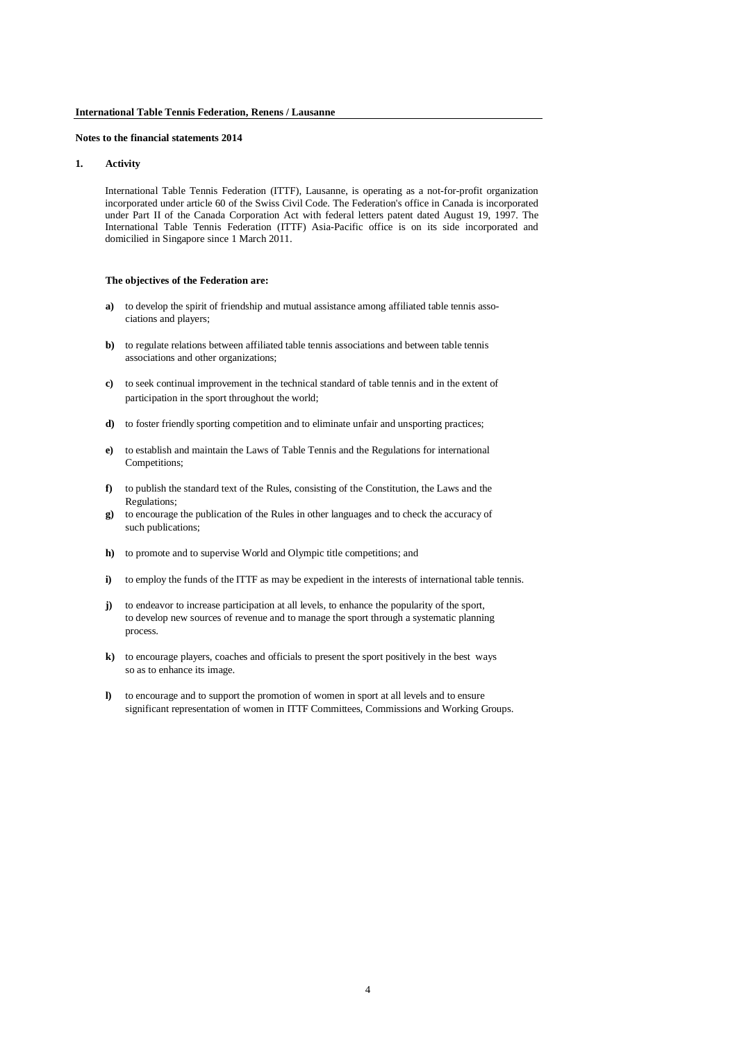**Notes to the financial statements 2014**

## 1. Activity

International Table Tennis Federation (ITTF), Lausanne, is operating as a not-for-profit organization incorporated under article 60 of the Swiss Civil Code. The Federation's office in Canada is incorporated under Part II of the Canada Corporation Act with federal letters patent dated August 19, 1997. The International Table Tennis Federation (ITTF) Asia-Pacific office is on its side incorporated and domicilied in Singapore since 1 March 2011.

**The objectives of the Federation are:**

**a)** to develop the spirit of friendship and mutual assistance among affiliated table tennis associations and players;

**b)** to regulate relations between affiliated table tennis associations and between table tennis associations and other organizations;

**c)** to seek continual improvement in the technical standard of table tennis and in the extent of participation in the sport throughout the world;

**d)** to foster friendly sporting competition and to eliminate unfair and unsporting practices;

**e)** to establish and maintain the Laws of Table Tennis and the Regulations for international Competitions;

**f)** to publish the standard text of the Rules, consisting of the Constitution, the Laws and the Regulations;

**g)** to encourage the publication of the Rules in other languages and to check the accuracy of such publications;

**h)** to promote and to supervise World and Olympic title competitions; and

**i)** to employ the funds of the ITTF as may be expedient in the interests of international table tennis.

**j)** to endeavor to increase participation at all levels, to enhance the popularity of the sport, to develop new sources of revenue and to manage the sport through a systematic planning process.

**k)** to encourage players, coaches and officials to present the sport positively in the best ways so as to enhance its image.

**l)** to encourage and to support the promotion of women in sport at all levels and to ensure significant representation of women in ITTF Committees, Commissions and Working Groups.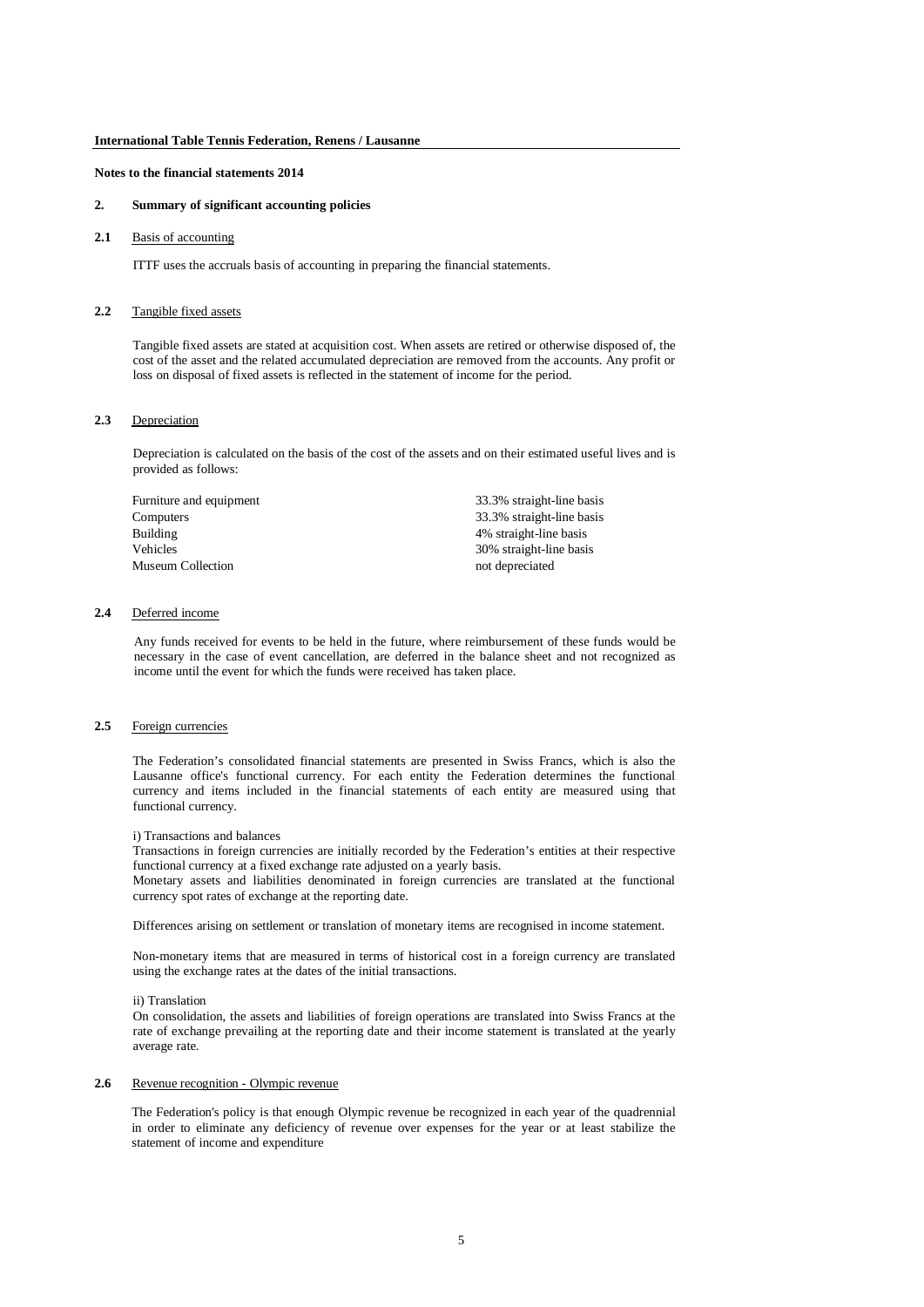**Notes to the financial statements 2014**

## 2. Summary of significant accounting policies

### 2.1 Basis of accounting

ITTF uses the accruals basis of accounting in preparing the financial statements.

### 2.2 Tangible fixed assets

Tangible fixed assets are stated at acquisition cost. When assets are retired or otherwise disposed of, the cost of the asset and the related accumulated depreciation are removed from the accounts. Any profit or loss on disposal of fixed assets is reflected in the statement of income for the period.

### 2.3 Depreciation

Depreciation is calculated on the basis of the cost of the assets and on their estimated useful lives and is provided as follows:

| | |
|---|---|
| Furniture and equipment | 33.3% straight-line basis |
| Computers | 33.3% straight-line basis |
| Building | 4% straight-line basis |
| Vehicles | 30% straight-line basis |
| Museum Collection | not depreciated |

### 2.4 Deferred income

Any funds received for events to be held in the future, where reimbursement of these funds would be necessary in the case of event cancellation, are deferred in the balance sheet and not recognized as income until the event for which the funds were received has taken place.

### 2.5 Foreign currencies

The Federation's consolidated financial statements are presented in Swiss Francs, which is also the Lausanne office's functional currency. For each entity the Federation determines the functional currency and items included in the financial statements of each entity are measured using that functional currency.

i) Transactions and balances

Transactions in foreign currencies are initially recorded by the Federation's entities at their respective functional currency at a fixed exchange rate adjusted on a yearly basis.

Monetary assets and liabilities denominated in foreign currencies are translated at the functional currency spot rates of exchange at the reporting date.

Differences arising on settlement or translation of monetary items are recognised in income statement.

Non-monetary items that are measured in terms of historical cost in a foreign currency are translated using the exchange rates at the dates of the initial transactions.

ii) Translation

On consolidation, the assets and liabilities of foreign operations are translated into Swiss Francs at the rate of exchange prevailing at the reporting date and their income statement is translated at the yearly average rate.

### 2.6 Revenue recognition - Olympic revenue

The Federation's policy is that enough Olympic revenue be recognized in each year of the quadrennial in order to eliminate any deficiency of revenue over expenses for the year or at least stabilize the statement of income and expenditure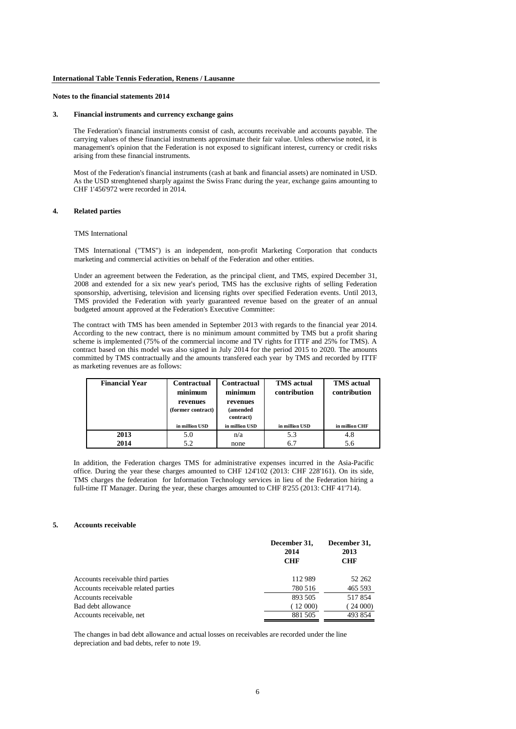**International Table Tennis Federation, Renens / Lausanne**

**Notes to the financial statements 2014**

## 3. Financial instruments and currency exchange gains

The Federation's financial instruments consist of cash, accounts receivable and accounts payable. The carrying values of these financial instruments approximate their fair value. Unless otherwise noted, it is management's opinion that the Federation is not exposed to significant interest, currency or credit risks arising from these financial instruments.

Most of the Federation's financial instruments (cash at bank and financial assets) are nominated in USD. As the USD strenghtened sharply against the Swiss Franc during the year, exchange gains amounting to CHF 1'456'972 were recorded in 2014.

## 4. Related parties

TMS International

TMS International ("TMS") is an independent, non-profit Marketing Corporation that conducts marketing and commercial activities on behalf of the Federation and other entities.

Under an agreement between the Federation, as the principal client, and TMS, expired December 31, 2008 and extended for a six new year's period, TMS has the exclusive rights of selling Federation sponsorship, advertising, television and licensing rights over specified Federation events. Until 2013, TMS provided the Federation with yearly guaranteed revenue based on the greater of an annual budgeted amount approved at the Federation's Executive Committee:

The contract with TMS has been amended in September 2013 with regards to the financial year 2014. According to the new contract, there is no minimum amount committed by TMS but a profit sharing scheme is implemented (75% of the commercial income and TV rights for ITTF and 25% for TMS). A contract based on this model was also signed in July 2014 for the period 2015 to 2020. The amounts committed by TMS contractually and the amounts transfered each year by TMS and recorded by ITTF as marketing revenues are as follows:

| Financial Year | Contractual minimum revenues (former contract) | Contractual minimum revenues (amended contract) | TMS actual contribution | TMS actual contribution |
|---|---|---|---|---|
| | in million USD | in million USD | in million USD | in million CHF |
| **2013** | 5.0 | n/a | 5.3 | 4.8 |
| **2014** | 5.2 | none | 6.7 | 5.6 |

In addition, the Federation charges TMS for administrative expenses incurred in the Asia-Pacific office. During the year these charges amounted to CHF 124'102 (2013: CHF 228'161). On its side, TMS charges the federation for Information Technology services in lieu of the Federation hiring a full-time IT Manager. During the year, these charges amounted to CHF 8'255 (2013: CHF 41'714).

## 5. Accounts receivable

| | December 31, 2014 CHF | December 31, 2013 CHF |
|---|---|---|
| Accounts receivable third parties | 112 989 | 52 262 |
| Accounts receivable related parties | 780 516 | 465 593 |
| Accounts receivable | 893 505 | 517 854 |
| Bad debt allowance | ( 12 000) | ( 24 000) |
| Accounts receivable, net | 881 505 | 493 854 |

The changes in bad debt allowance and actual losses on receivables are recorded under the line depreciation and bad debts, refer to note 19.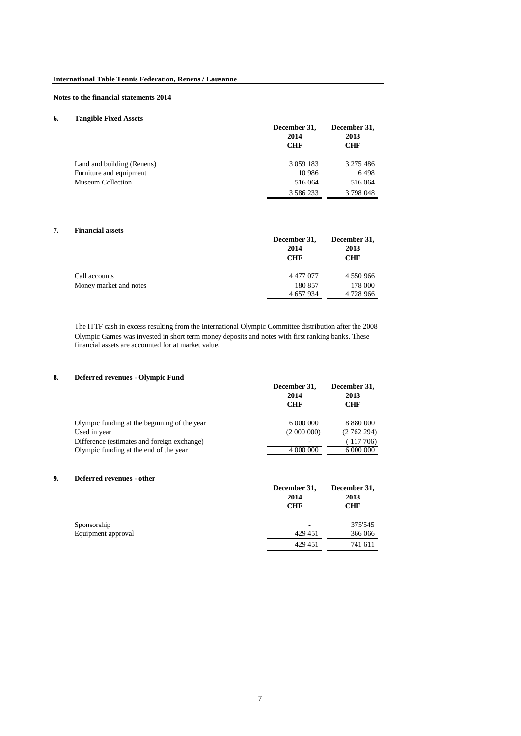**International Table Tennis Federation, Renens / Lausanne**

**Notes to the financial statements 2014**

## 6. Tangible Fixed Assets

| | December 31, 2014 CHF | December 31, 2013 CHF |
|---|---|---|
| Land and building (Renens) | 3 059 183 | 3 275 486 |
| Furniture and equipment | 10 986 | 6 498 |
| Museum Collection | 516 064 | 516 064 |
| | 3 586 233 | 3 798 048 |

## 7. Financial assets

| | December 31, 2014 CHF | December 31, 2013 CHF |
|---|---|---|
| Call accounts | 4 477 077 | 4 550 966 |
| Money market and notes | 180 857 | 178 000 |
| | 4 657 934 | 4 728 966 |

The ITTF cash in excess resulting from the International Olympic Committee distribution after the 2008 Olympic Games was invested in short term money deposits and notes with first ranking banks. These financial assets are accounted for at market value.

## 8. Deferred revenues - Olympic Fund

| | December 31, 2014 CHF | December 31, 2013 CHF |
|---|---|---|
| Olympic funding at the beginning of the year | 6 000 000 | 8 880 000 |
| Used in year | (2 000 000) | (2 762 294) |
| Difference (estimates and foreign exchange) | - | ( 117 706) |
| Olympic funding at the end of the year | 4 000 000 | 6 000 000 |

## 9. Deferred revenues - other

| | December 31, 2014 CHF | December 31, 2013 CHF |
|---|---|---|
| Sponsorship | - | 375'545 |
| Equipment approval | 429 451 | 366 066 |
| | 429 451 | 741 611 |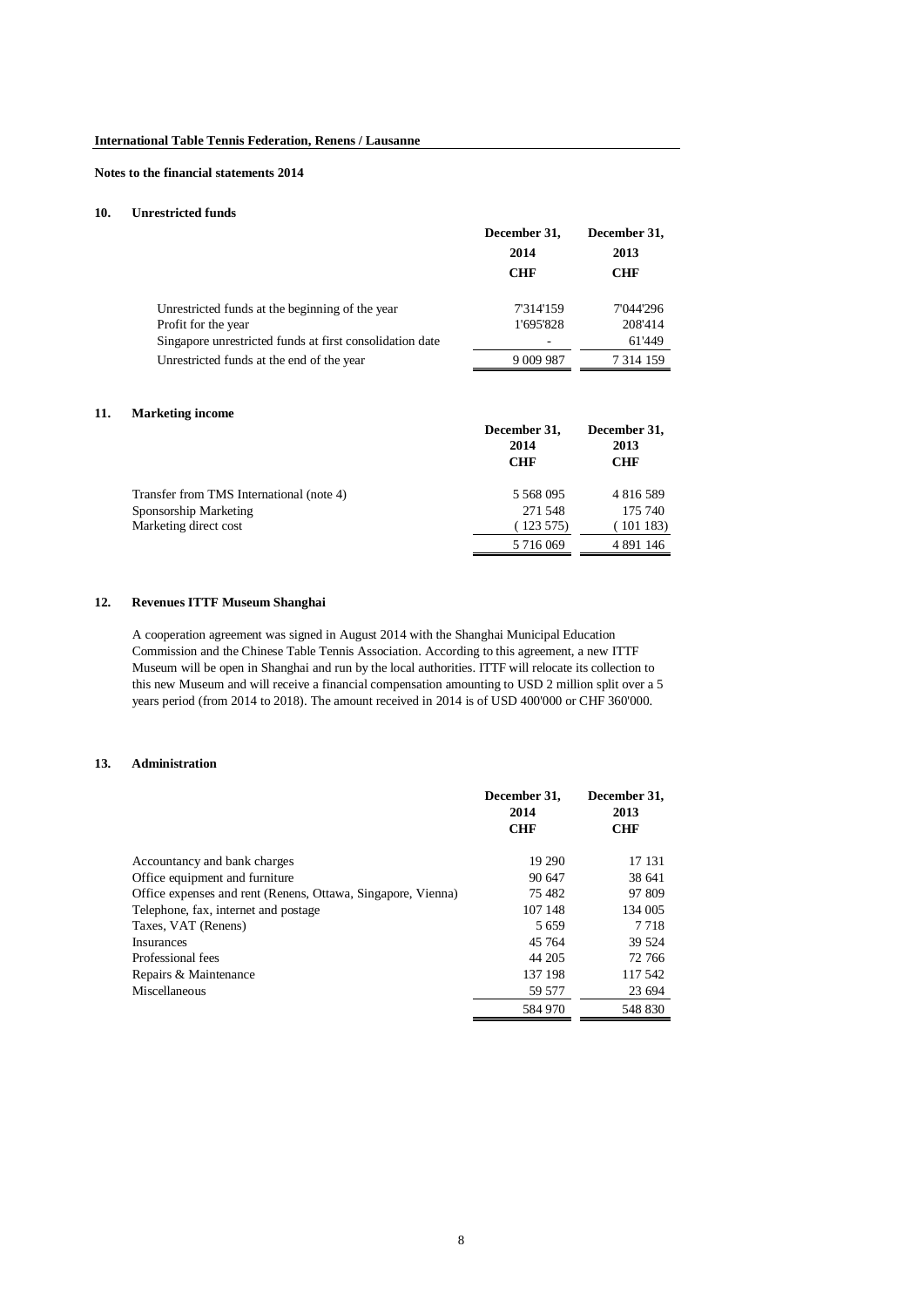**International Table Tennis Federation, Renens / Lausanne**

**Notes to the financial statements 2014**

## 10. Unrestricted funds

| | December 31, 2014 CHF | December 31, 2013 CHF |
|---|---|---|
| Unrestricted funds at the beginning of the year | 7'314'159 | 7'044'296 |
| Profit for the year | 1'695'828 | 208'414 |
| Singapore unrestricted funds at first consolidation date | - | 61'449 |
| Unrestricted funds at the end of the year | 9 009 987 | 7 314 159 |

## 11. Marketing income

| | December 31, 2014 CHF | December 31, 2013 CHF |
|---|---|---|
| Transfer from TMS International (note 4) | 5 568 095 | 4 816 589 |
| Sponsorship Marketing | 271 548 | 175 740 |
| Marketing direct cost | ( 123 575) | ( 101 183) |
| | 5 716 069 | 4 891 146 |

## 12. Revenues ITTF Museum Shanghai

A cooperation agreement was signed in August 2014 with the Shanghai Municipal Education Commission and the Chinese Table Tennis Association. According to this agreement, a new ITTF Museum will be open in Shanghai and run by the local authorities. ITTF will relocate its collection to this new Museum and will receive a financial compensation amounting to USD 2 million split over a 5 years period (from 2014 to 2018). The amount received in 2014 is of USD 400'000 or CHF 360'000.

## 13. Administration

| | December 31, 2014 CHF | December 31, 2013 CHF |
|---|---|---|
| Accountancy and bank charges | 19 290 | 17 131 |
| Office equipment and furniture | 90 647 | 38 641 |
| Office expenses and rent (Renens, Ottawa, Singapore, Vienna) | 75 482 | 97 809 |
| Telephone, fax, internet and postage | 107 148 | 134 005 |
| Taxes, VAT (Renens) | 5 659 | 7 718 |
| Insurances | 45 764 | 39 524 |
| Professional fees | 44 205 | 72 766 |
| Repairs & Maintenance | 137 198 | 117 542 |
| Miscellaneous | 59 577 | 23 694 |
| | 584 970 | 548 830 |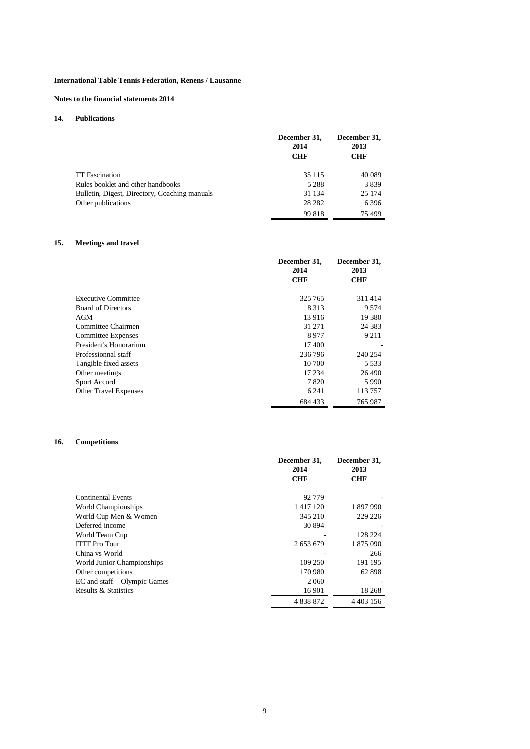**International Table Tennis Federation, Renens / Lausanne**

**Notes to the financial statements 2014**

## 14. Publications

| | December 31, 2014 CHF | December 31, 2013 CHF |
|---|---|---|
| TT Fascination | 35 115 | 40 089 |
| Rules booklet and other handbooks | 5 288 | 3 839 |
| Bulletin, Digest, Directory, Coaching manuals | 31 134 | 25 174 |
| Other publications | 28 282 | 6 396 |
| | 99 818 | 75 499 |

## 15. Meetings and travel

| | December 31, 2014 CHF | December 31, 2013 CHF |
|---|---|---|
| Executive Committee | 325 765 | 311 414 |
| Board of Directors | 8 313 | 9 574 |
| AGM | 13 916 | 19 380 |
| Committee Chairmen | 31 271 | 24 383 |
| Committee Expenses | 8 977 | 9 211 |
| President's Honorarium | 17 400 | - |
| Professionnal staff | 236 796 | 240 254 |
| Tangible fixed assets | 10 700 | 5 533 |
| Other meetings | 17 234 | 26 490 |
| Sport Accord | 7 820 | 5 990 |
| Other Travel Expenses | 6 241 | 113 757 |
| | 684 433 | 765 987 |

## 16. Competitions

| | December 31, 2014 CHF | December 31, 2013 CHF |
|---|---|---|
| Continental Events | 92 779 | - |
| World Championships | 1 417 120 | 1 897 990 |
| World Cup Men & Women | 345 210 | 229 226 |
| Deferred income | 30 894 | - |
| World Team Cup | - | 128 224 |
| ITTF Pro Tour | 2 653 679 | 1 875 090 |
| China vs World | - | 266 |
| World Junior Championships | 109 250 | 191 195 |
| Other competitions | 170 980 | 62 898 |
| EC and staff – Olympic Games | 2 060 | - |
| Results & Statistics | 16 901 | 18 268 |
| | 4 838 872 | 4 403 156 |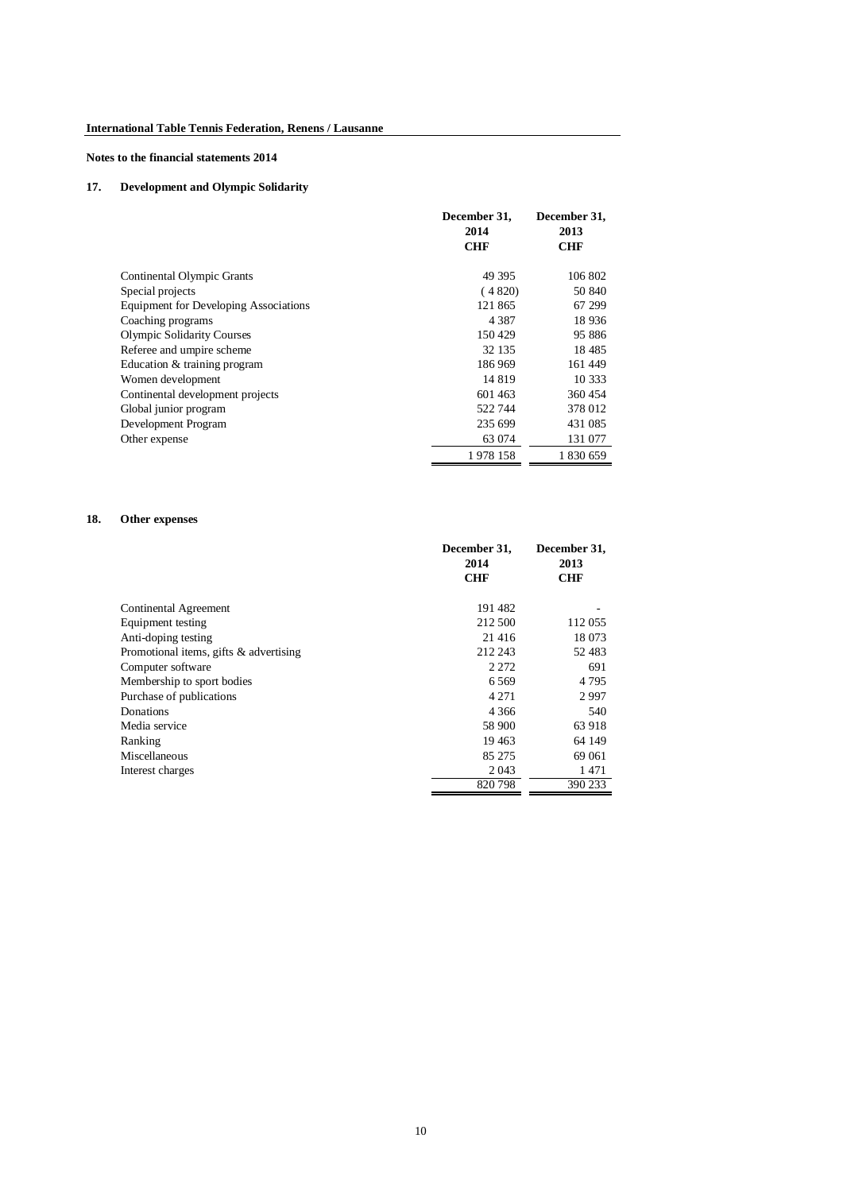**International Table Tennis Federation, Renens / Lausanne**

**Notes to the financial statements 2014**

## 17. Development and Olympic Solidarity

| | December 31, 2014 CHF | December 31, 2013 CHF |
|---|---|---|
| Continental Olympic Grants | 49 395 | 106 802 |
| Special projects | ( 4 820) | 50 840 |
| Equipment for Developing Associations | 121 865 | 67 299 |
| Coaching programs | 4 387 | 18 936 |
| Olympic Solidarity Courses | 150 429 | 95 886 |
| Referee and umpire scheme | 32 135 | 18 485 |
| Education & training program | 186 969 | 161 449 |
| Women development | 14 819 | 10 333 |
| Continental development projects | 601 463 | 360 454 |
| Global junior program | 522 744 | 378 012 |
| Development Program | 235 699 | 431 085 |
| Other expense | 63 074 | 131 077 |
| | 1 978 158 | 1 830 659 |

## 18. Other expenses

| | December 31, 2014 CHF | December 31, 2013 CHF |
|---|---|---|
| Continental Agreement | 191 482 | - |
| Equipment testing | 212 500 | 112 055 |
| Anti-doping testing | 21 416 | 18 073 |
| Promotional items, gifts & advertising | 212 243 | 52 483 |
| Computer software | 2 272 | 691 |
| Membership to sport bodies | 6 569 | 4 795 |
| Purchase of publications | 4 271 | 2 997 |
| Donations | 4 366 | 540 |
| Media service | 58 900 | 63 918 |
| Ranking | 19 463 | 64 149 |
| Miscellaneous | 85 275 | 69 061 |
| Interest charges | 2 043 | 1 471 |
| | 820 798 | 390 233 |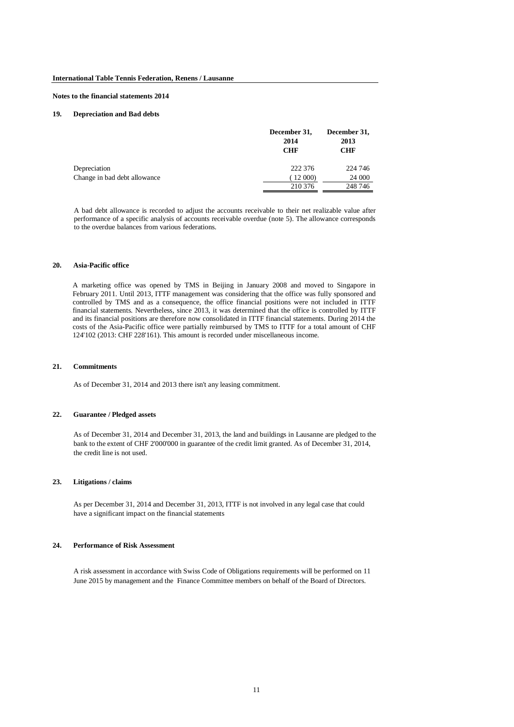**International Table Tennis Federation, Renens / Lausanne**

**Notes to the financial statements 2014**

### 19. Depreciation and Bad debts

| | December 31, 2014 CHF | December 31, 2013 CHF |
|---|---|---|
| Depreciation | 222 376 | 224 746 |
| Change in bad debt allowance | ( 12 000) | 24 000 |
| | 210 376 | 248 746 |

A bad debt allowance is recorded to adjust the accounts receivable to their net realizable value after performance of a specific analysis of accounts receivable overdue (note 5). The allowance corresponds to the overdue balances from various federations.

### 20. Asia-Pacific office

A marketing office was opened by TMS in Beijing in January 2008 and moved to Singapore in February 2011. Until 2013, ITTF management was considering that the office was fully sponsored and controlled by TMS and as a consequence, the office financial positions were not included in ITTF financial statements. Nevertheless, since 2013, it was determined that the office is controlled by ITTF and its financial positions are therefore now consolidated in ITTF financial statements. During 2014 the costs of the Asia-Pacific office were partially reimbursed by TMS to ITTF for a total amount of CHF 124'102 (2013: CHF 228'161). This amount is recorded under miscellaneous income.

### 21. Commitments

As of December 31, 2014 and 2013 there isn't any leasing commitment.

### 22. Guarantee / Pledged assets

As of December 31, 2014 and December 31, 2013, the land and buildings in Lausanne are pledged to the bank to the extent of CHF 2'000'000 in guarantee of the credit limit granted. As of December 31, 2014, the credit line is not used.

### 23. Litigations / claims

As per December 31, 2014 and December 31, 2013, ITTF is not involved in any legal case that could have a significant impact on the financial statements

### 24. Performance of Risk Assessment

A risk assessment in accordance with Swiss Code of Obligations requirements will be performed on 11 June 2015 by management and the Finance Committee members on behalf of the Board of Directors.